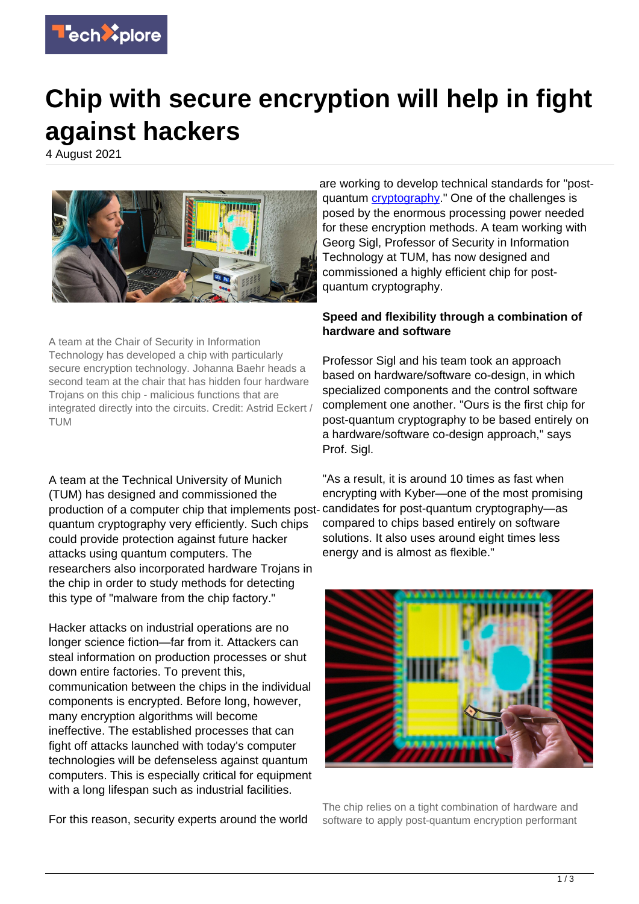# Chip with secure encryption will help in fight against hackers

4 August 2021

A team at the Chair of Security in Information Technology has developed a chip with particularly secure encryption technology. Johanna Baehr heads a second team at the chair that has hidden four hardware Trojans on this chip - malicious functions that are integrated directly into the circuits. Credit: Astrid Eckert / TUM

A team at the Technical University of Munich (TUM) has designed and commissioned the production of a computer chip that implements post-quantum cryptography very efficiently. Such chips could provide protection against future hacker attacks using quantum computers. The researchers also incorporated hardware Trojans in the chip in order to study methods for detecting this type of "malware from the chip factory."

Hacker attacks on industrial operations are no longer science fiction—far from it. Attackers can steal information on production processes or shut down entire factories. To prevent this, communication between the chips in the individual components is encrypted. Before long, however, many encryption algorithms will become ineffective. The established processes that can fight off attacks launched with today's computer technologies will be defenseless against quantum computers. This is especially critical for equipment with a long lifespan such as industrial facilities.

For this reason, security experts around the world are working to develop technical standards for "post-quantum cryptography." One of the challenges is posed by the enormous processing power needed for these encryption methods. A team working with Georg Sigl, Professor of Security in Information Technology at TUM, has now designed and commissioned a highly efficient chip for post-quantum cryptography.

## Speed and flexibility through a combination of hardware and software

Professor Sigl and his team took an approach based on hardware/software co-design, in which specialized components and the control software complement one another. "Ours is the first chip for post-quantum cryptography to be based entirely on a hardware/software co-design approach," says Prof. Sigl.

"As a result, it is around 10 times as fast when encrypting with Kyber—one of the most promising candidates for post-quantum cryptography—as compared to chips based entirely on software solutions. It also uses around eight times less energy and is almost as flexible."

The chip relies on a tight combination of hardware and software to apply post-quantum encryption performant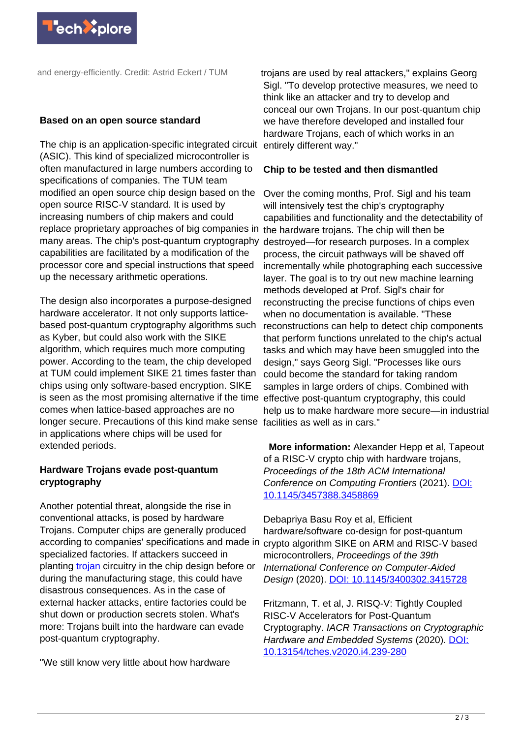and energy-efficiently. Credit: Astrid Eckert / TUM

### Based on an open source standard

The chip is an application-specific integrated circuit (ASIC). This kind of specialized microcontroller is often manufactured in large numbers according to specifications of companies. The TUM team modified an open source chip design based on the open source RISC-V standard. It is used by increasing numbers of chip makers and could replace proprietary approaches of big companies in many areas. The chip's post-quantum cryptography capabilities are facilitated by a modification of the processor core and special instructions that speed up the necessary arithmetic operations.

The design also incorporates a purpose-designed hardware accelerator. It not only supports lattice-based post-quantum cryptography algorithms such as Kyber, but could also work with the SIKE algorithm, which requires much more computing power. According to the team, the chip developed at TUM could implement SIKE 21 times faster than chips using only software-based encryption. SIKE is seen as the most promising alternative if the time comes when lattice-based approaches are no longer secure. Precautions of this kind make sense in applications where chips will be used for extended periods.

### Hardware Trojans evade post-quantum cryptography

Another potential threat, alongside the rise in conventional attacks, is posed by hardware Trojans. Computer chips are generally produced according to companies' specifications and made in specialized factories. If attackers succeed in planting trojan circuitry in the chip design before or during the manufacturing stage, this could have disastrous consequences. As in the case of external hacker attacks, entire factories could be shut down or production secrets stolen. What's more: Trojans built into the hardware can evade post-quantum cryptography.

"We still know very little about how hardware trojans are used by real attackers," explains Georg Sigl. "To develop protective measures, we need to think like an attacker and try to develop and conceal our own Trojans. In our post-quantum chip we have therefore developed and installed four hardware Trojans, each of which works in an entirely different way."

### Chip to be tested and then dismantled

Over the coming months, Prof. Sigl and his team will intensively test the chip's cryptography capabilities and functionality and the detectability of the hardware trojans. The chip will then be destroyed—for research purposes. In a complex process, the circuit pathways will be shaved off incrementally while photographing each successive layer. The goal is to try out new machine learning methods developed at Prof. Sigl's chair for reconstructing the precise functions of chips even when no documentation is available. "These reconstructions can help to detect chip components that perform functions unrelated to the chip's actual tasks and which may have been smuggled into the design," says Georg Sigl. "Processes like ours could become the standard for taking random samples in large orders of chips. Combined with effective post-quantum cryptography, this could help us to make hardware more secure—in industrial facilities as well as in cars."

**More information:** Alexander Hepp et al, Tapeout of a RISC-V crypto chip with hardware trojans, *Proceedings of the 18th ACM International Conference on Computing Frontiers* (2021). DOI: 10.1145/3457388.3458869

Debapriya Basu Roy et al, Efficient hardware/software co-design for post-quantum crypto algorithm SIKE on ARM and RISC-V based microcontrollers, *Proceedings of the 39th International Conference on Computer-Aided Design* (2020). DOI: 10.1145/3400302.3415728

Fritzmann, T. et al, J. RISQ-V: Tightly Coupled RISC-V Accelerators for Post-Quantum Cryptography. *IACR Transactions on Cryptographic Hardware and Embedded Systems* (2020). DOI: 10.13154/tches.v2020.i4.239-280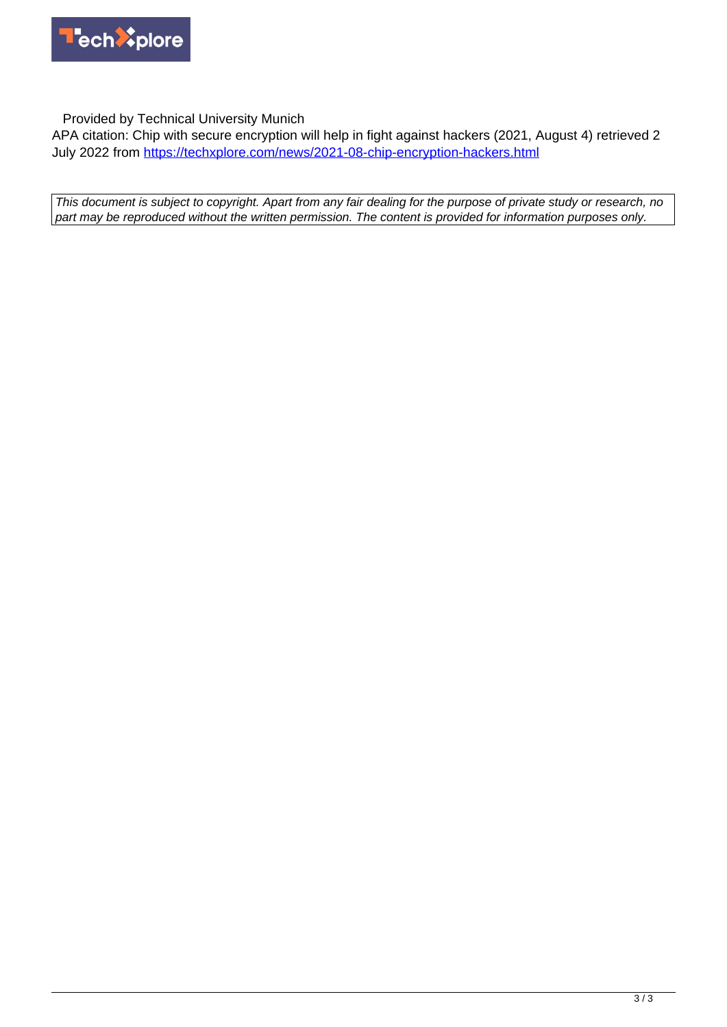Provided by Technical University Munich

APA citation: Chip with secure encryption will help in fight against hackers (2021, August 4) retrieved 2 July 2022 from https://techxplore.com/news/2021-08-chip-encryption-hackers.html

*This document is subject to copyright. Apart from any fair dealing for the purpose of private study or research, no part may be reproduced without the written permission. The content is provided for information purposes only.*